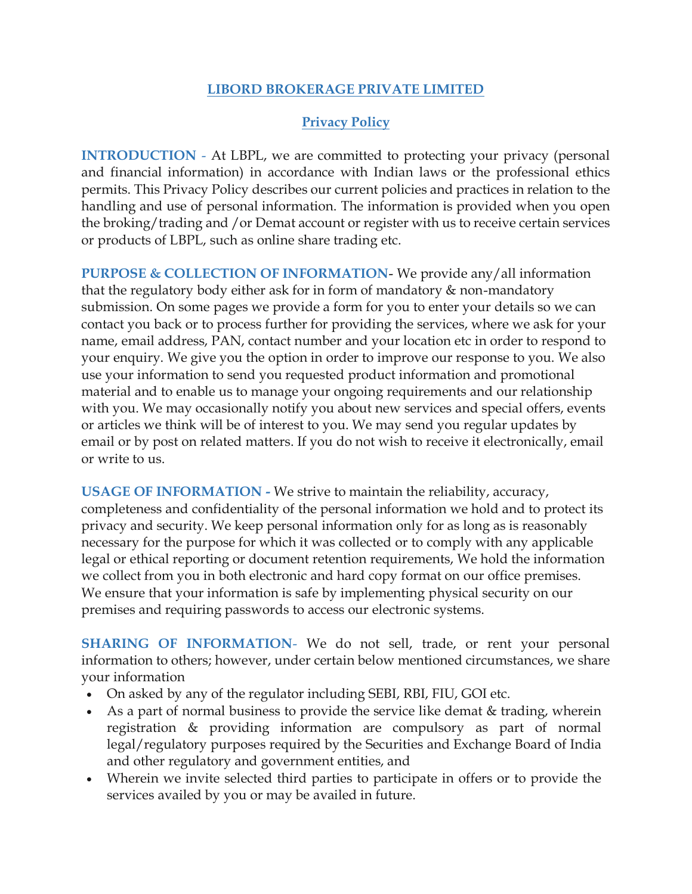# LIBORD BROKERAGE PRIVATE LIMITED

## Privacy Policy

**INTRODUCTION -** At LBPL, we are committed to protecting your privacy (personal and financial information) in accordance with Indian laws or the professional ethics permits. This Privacy Policy describes our current policies and practices in relation to the handling and use of personal information. The information is provided when you open the broking/trading and /or Demat account or register with us to receive certain services or products of LBPL, such as online share trading etc.

**PURPOSE & COLLECTION OF INFORMATION-** We provide any/all information that the regulatory body either ask for in form of mandatory & non-mandatory submission. On some pages we provide a form for you to enter your details so we can contact you back or to process further for providing the services, where we ask for your name, email address, PAN, contact number and your location etc in order to respond to your enquiry. We give you the option in order to improve our response to you. We also use your information to send you requested product information and promotional material and to enable us to manage your ongoing requirements and our relationship with you. We may occasionally notify you about new services and special offers, events or articles we think will be of interest to you. We may send you regular updates by email or by post on related matters. If you do not wish to receive it electronically, email or write to us.

**USAGE OF INFORMATION -** We strive to maintain the reliability, accuracy, completeness and confidentiality of the personal information we hold and to protect its privacy and security. We keep personal information only for as long as is reasonably necessary for the purpose for which it was collected or to comply with any applicable legal or ethical reporting or document retention requirements, We hold the information we collect from you in both electronic and hard copy format on our office premises. We ensure that your information is safe by implementing physical security on our premises and requiring passwords to access our electronic systems.

**SHARING OF INFORMATION-** We do not sell, trade, or rent your personal information to others; however, under certain below mentioned circumstances, we share your information

- On asked by any of the regulator including SEBI, RBI, FIU, GOI etc.
- As a part of normal business to provide the service like demat & trading, wherein registration & providing information are compulsory as part of normal legal/regulatory purposes required by the Securities and Exchange Board of India and other regulatory and government entities, and
- Wherein we invite selected third parties to participate in offers or to provide the services availed by you or may be availed in future.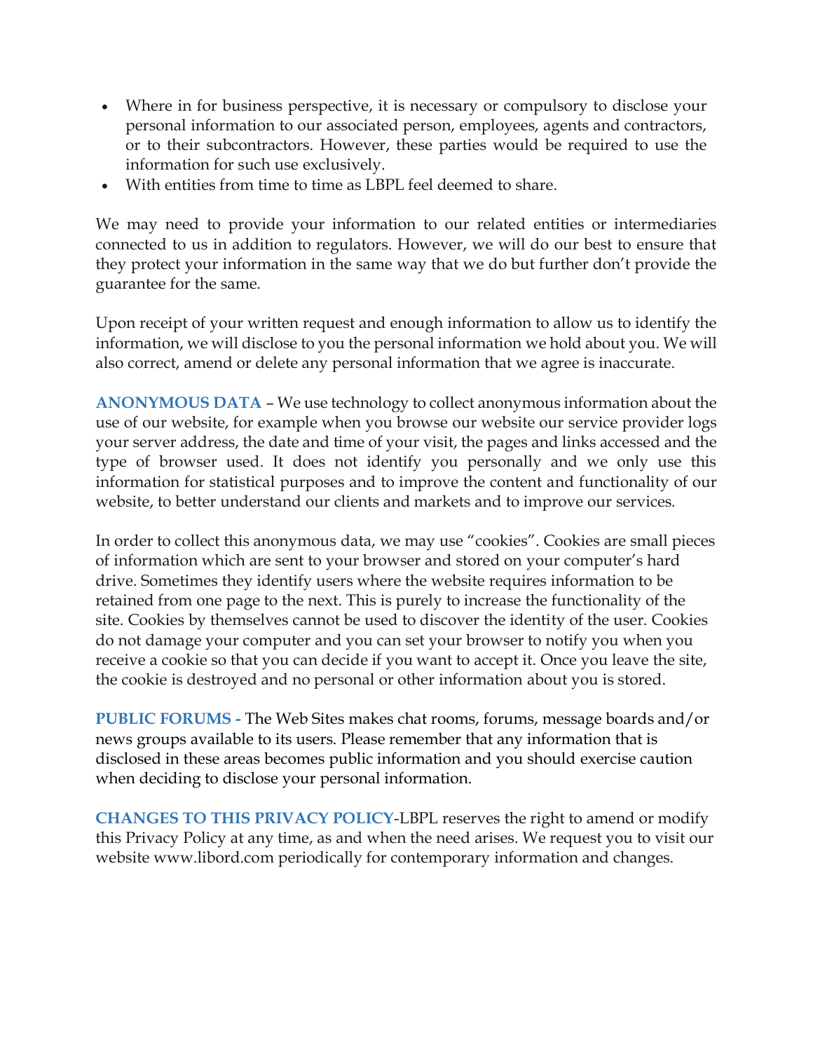- Where in for business perspective, it is necessary or compulsory to disclose your personal information to our associated person, employees, agents and contractors, or to their subcontractors. However, these parties would be required to use the information for such use exclusively.
- With entities from time to time as LBPL feel deemed to share.

We may need to provide your information to our related entities or intermediaries connected to us in addition to regulators. However, we will do our best to ensure that they protect your information in the same way that we do but further don't provide the guarantee for the same.

Upon receipt of your written request and enough information to allow us to identify the information, we will disclose to you the personal information we hold about you. We will also correct, amend or delete any personal information that we agree is inaccurate.

**ANONYMOUS DATA** – We use technology to collect anonymous information about the use of our website, for example when you browse our website our service provider logs your server address, the date and time of your visit, the pages and links accessed and the type of browser used. It does not identify you personally and we only use this information for statistical purposes and to improve the content and functionality of our website, to better understand our clients and markets and to improve our services.

In order to collect this anonymous data, we may use "cookies". Cookies are small pieces of information which are sent to your browser and stored on your computer's hard drive. Sometimes they identify users where the website requires information to be retained from one page to the next. This is purely to increase the functionality of the site. Cookies by themselves cannot be used to discover the identity of the user. Cookies do not damage your computer and you can set your browser to notify you when you receive a cookie so that you can decide if you want to accept it. Once you leave the site, the cookie is destroyed and no personal or other information about you is stored.

**PUBLIC FORUMS -** The Web Sites makes chat rooms, forums, message boards and/or news groups available to its users. Please remember that any information that is disclosed in these areas becomes public information and you should exercise caution when deciding to disclose your personal information.

**CHANGES TO THIS PRIVACY POLICY**-LBPL reserves the right to amend or modify this Privacy Policy at any time, as and when the need arises. We request you to visit our website www.libord.com periodically for contemporary information and changes.